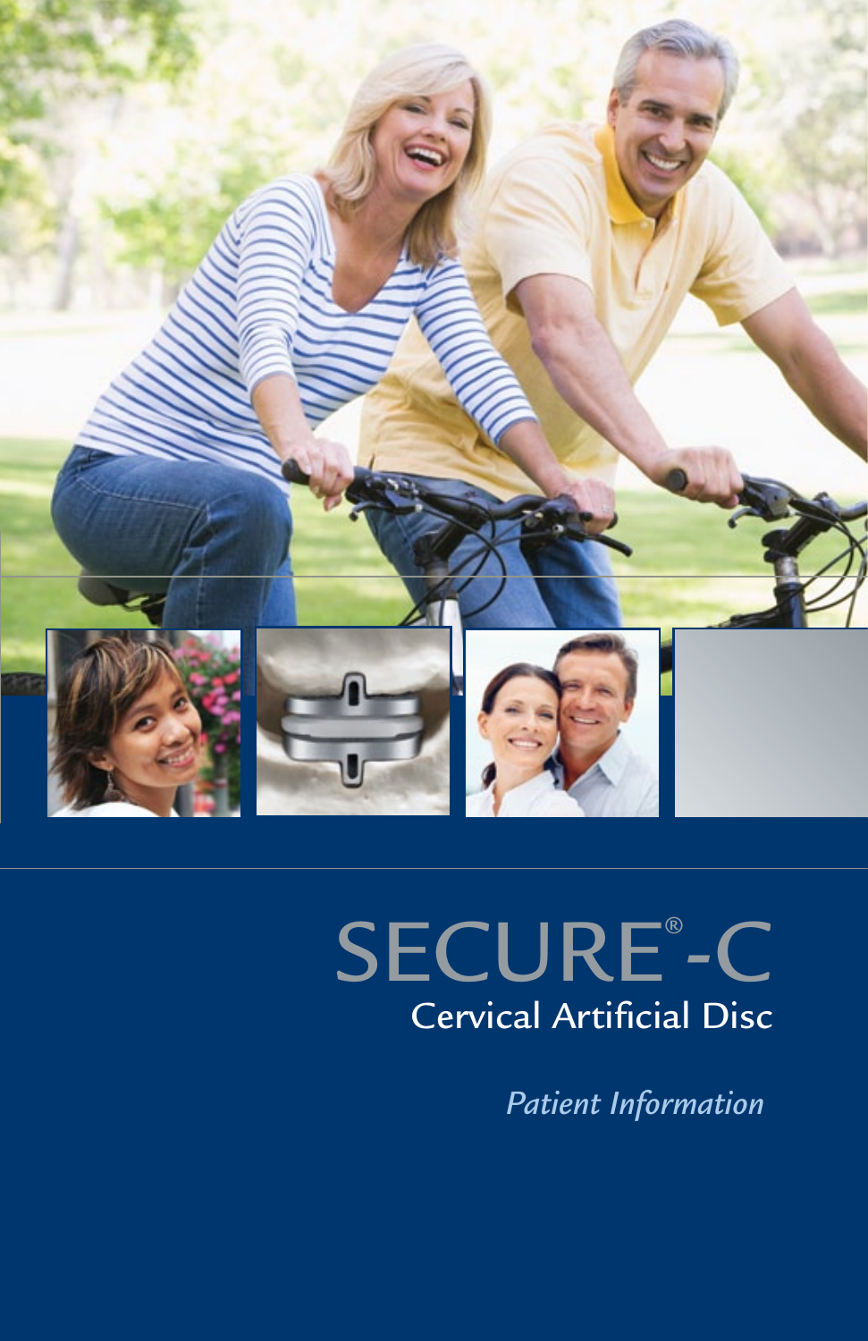# SECURE®-C

## Cervical Artificial Disc

*Patient Information*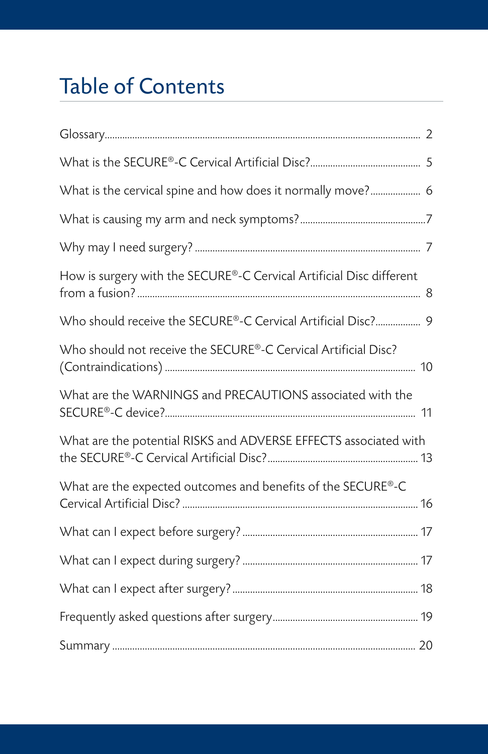# Table of Contents

Glossary........................................................................................................................ 2

What is the SECURE®-C Cervical Artificial Disc?............................................ 5

What is the cervical spine and how does it normally move?.................... 6

What is causing my arm and neck symptoms?..................................................7

Why may I need surgery? ......................................................................................... 7

How is surgery with the SECURE®-C Cervical Artificial Disc different from a fusion? ..................................................................................................... 8

Who should receive the SECURE®-C Cervical Artificial Disc?.................. 9

Who should not receive the SECURE®-C Cervical Artificial Disc? (Contraindications) .................................................................................................... 10

What are the WARNINGS and PRECAUTIONS associated with the SECURE®-C device?.................................................................................................... 11

What are the potential RISKS and ADVERSE EFFECTS associated with the SECURE®-C Cervical Artificial Disc?............................................................ 13

What are the expected outcomes and benefits of the SECURE®-C Cervical Artificial Disc? .............................................................................................. 16

What can I expect before surgery? ...................................................................... 17

What can I expect during surgery? ...................................................................... 17

What can I expect after surgery?.......................................................................... 18

Frequently asked questions after surgery.......................................................... 19

Summary ........................................................................................................................ 20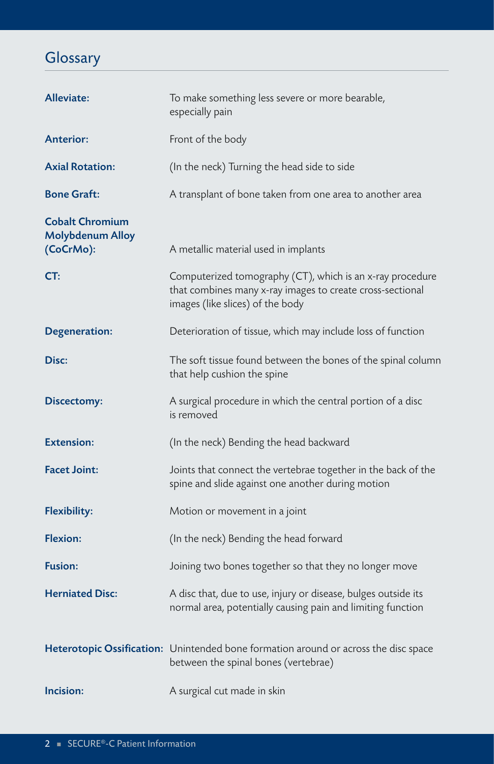## Glossary

| | |
|---|---|
| **Alleviate:** | To make something less severe or more bearable, especially pain |
| **Anterior:** | Front of the body |
| **Axial Rotation:** | (In the neck) Turning the head side to side |
| **Bone Graft:** | A transplant of bone taken from one area to another area |
| **Cobalt Chromium Molybdenum Alloy (CoCrMo):** | A metallic material used in implants |
| **CT:** | Computerized tomography (CT), which is an x-ray procedure that combines many x-ray images to create cross-sectional images (like slices) of the body |
| **Degeneration:** | Deterioration of tissue, which may include loss of function |
| **Disc:** | The soft tissue found between the bones of the spinal column that help cushion the spine |
| **Discectomy:** | A surgical procedure in which the central portion of a disc is removed |
| **Extension:** | (In the neck) Bending the head backward |
| **Facet Joint:** | Joints that connect the vertebrae together in the back of the spine and slide against one another during motion |
| **Flexibility:** | Motion or movement in a joint |
| **Flexion:** | (In the neck) Bending the head forward |
| **Fusion:** | Joining two bones together so that they no longer move |
| **Herniated Disc:** | A disc that, due to use, injury or disease, bulges outside its normal area, potentially causing pain and limiting function |
| **Heterotopic Ossification:** | Unintended bone formation around or across the disc space between the spinal bones (vertebrae) |
| **Incision:** | A surgical cut made in skin |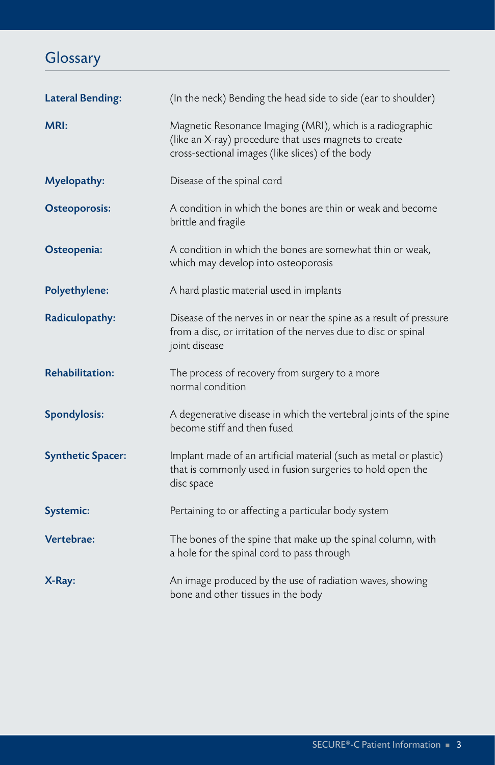## Glossary

**Lateral Bending:** (In the neck) Bending the head side to side (ear to shoulder)

**MRI:** Magnetic Resonance Imaging (MRI), which is a radiographic (like an X-ray) procedure that uses magnets to create cross-sectional images (like slices) of the body

**Myelopathy:** Disease of the spinal cord

**Osteoporosis:** A condition in which the bones are thin or weak and become brittle and fragile

**Osteopenia:** A condition in which the bones are somewhat thin or weak, which may develop into osteoporosis

**Polyethylene:** A hard plastic material used in implants

**Radiculopathy:** Disease of the nerves in or near the spine as a result of pressure from a disc, or irritation of the nerves due to disc or spinal joint disease

**Rehabilitation:** The process of recovery from surgery to a more normal condition

**Spondylosis:** A degenerative disease in which the vertebral joints of the spine become stiff and then fused

**Synthetic Spacer:** Implant made of an artificial material (such as metal or plastic) that is commonly used in fusion surgeries to hold open the disc space

**Systemic:** Pertaining to or affecting a particular body system

**Vertebrae:** The bones of the spine that make up the spinal column, with a hole for the spinal cord to pass through

**X-Ray:** An image produced by the use of radiation waves, showing bone and other tissues in the body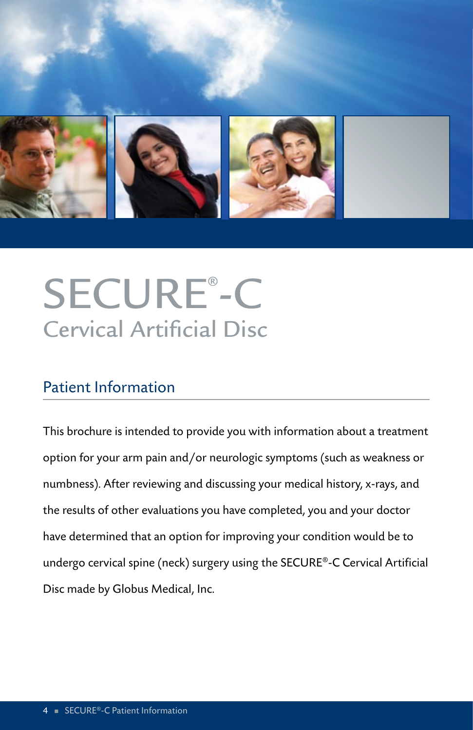# SECURE®-C

## Cervical Artificial Disc

### Patient Information

This brochure is intended to provide you with information about a treatment option for your arm pain and/or neurologic symptoms (such as weakness or numbness). After reviewing and discussing your medical history, x-rays, and the results of other evaluations you have completed, you and your doctor have determined that an option for improving your condition would be to undergo cervical spine (neck) surgery using the SECURE®-C Cervical Artificial Disc made by Globus Medical, Inc.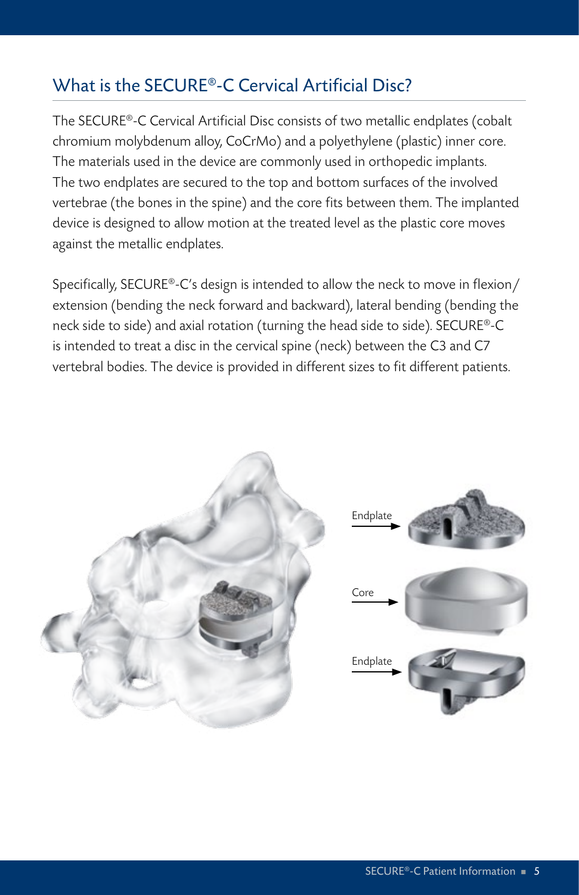## What is the SECURE®-C Cervical Artificial Disc?

The SECURE®-C Cervical Artificial Disc consists of two metallic endplates (cobalt chromium molybdenum alloy, CoCrMo) and a polyethylene (plastic) inner core. The materials used in the device are commonly used in orthopedic implants. The two endplates are secured to the top and bottom surfaces of the involved vertebrae (the bones in the spine) and the core fits between them. The implanted device is designed to allow motion at the treated level as the plastic core moves against the metallic endplates.

Specifically, SECURE®-C's design is intended to allow the neck to move in flexion/extension (bending the neck forward and backward), lateral bending (bending the neck side to side) and axial rotation (turning the head side to side). SECURE®-C is intended to treat a disc in the cervical spine (neck) between the C3 and C7 vertebral bodies. The device is provided in different sizes to fit different patients.

Endplate

Core

Endplate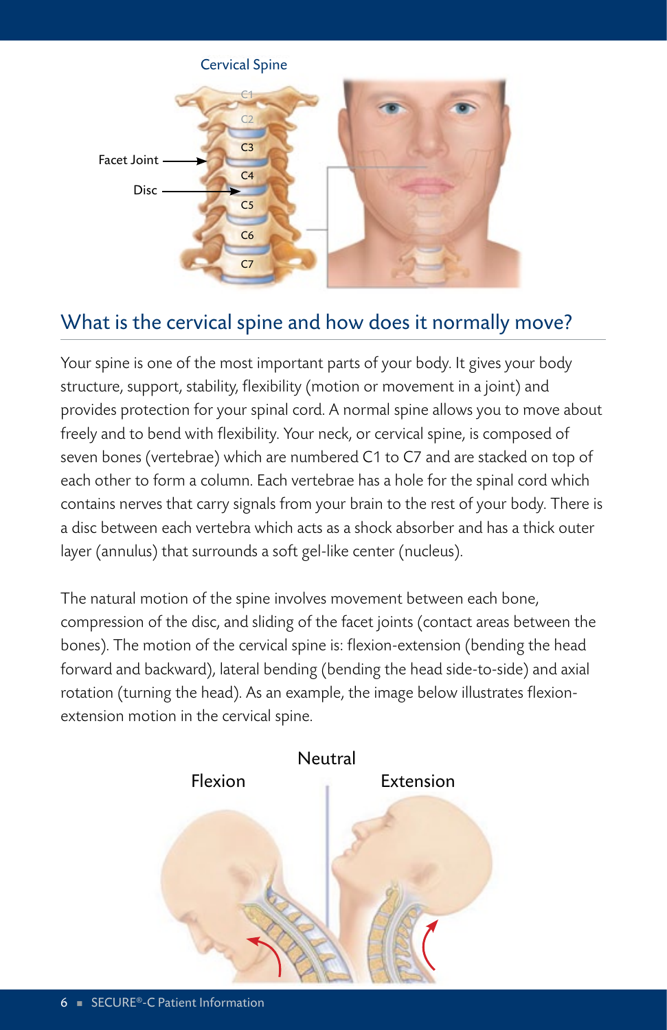## What is the cervical spine and how does it normally move?

Your spine is one of the most important parts of your body. It gives your body structure, support, stability, flexibility (motion or movement in a joint) and provides protection for your spinal cord. A normal spine allows you to move about freely and to bend with flexibility. Your neck, or cervical spine, is composed of seven bones (vertebrae) which are numbered C1 to C7 and are stacked on top of each other to form a column. Each vertebrae has a hole for the spinal cord which contains nerves that carry signals from your brain to the rest of your body. There is a disc between each vertebra which acts as a shock absorber and has a thick outer layer (annulus) that surrounds a soft gel-like center (nucleus).

The natural motion of the spine involves movement between each bone, compression of the disc, and sliding of the facet joints (contact areas between the bones). The motion of the cervical spine is: flexion-extension (bending the head forward and backward), lateral bending (bending the head side-to-side) and axial rotation (turning the head). As an example, the image below illustrates flexion-extension motion in the cervical spine.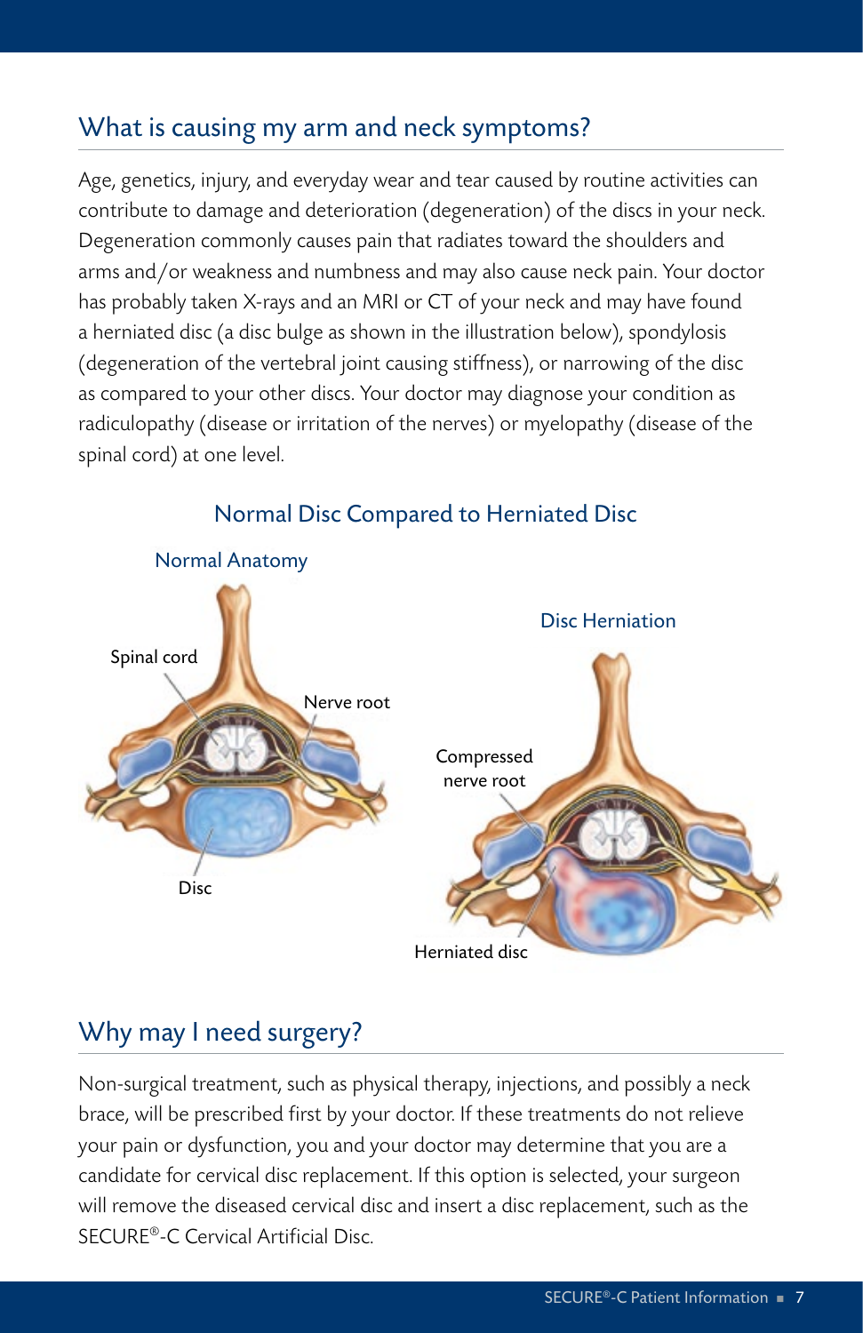## What is causing my arm and neck symptoms?

Age, genetics, injury, and everyday wear and tear caused by routine activities can contribute to damage and deterioration (degeneration) of the discs in your neck. Degeneration commonly causes pain that radiates toward the shoulders and arms and/or weakness and numbness and may also cause neck pain. Your doctor has probably taken X-rays and an MRI or CT of your neck and may have found a herniated disc (a disc bulge as shown in the illustration below), spondylosis (degeneration of the vertebral joint causing stiffness), or narrowing of the disc as compared to your other discs. Your doctor may diagnose your condition as radiculopathy (disease or irritation of the nerves) or myelopathy (disease of the spinal cord) at one level.

### Normal Disc Compared to Herniated Disc

Normal Anatomy

Spinal cord

Nerve root

Disc

Disc Herniation

Compressed nerve root

Herniated disc

## Why may I need surgery?

Non-surgical treatment, such as physical therapy, injections, and possibly a neck brace, will be prescribed first by your doctor. If these treatments do not relieve your pain or dysfunction, you and your doctor may determine that you are a candidate for cervical disc replacement. If this option is selected, your surgeon will remove the diseased cervical disc and insert a disc replacement, such as the SECURE®-C Cervical Artificial Disc.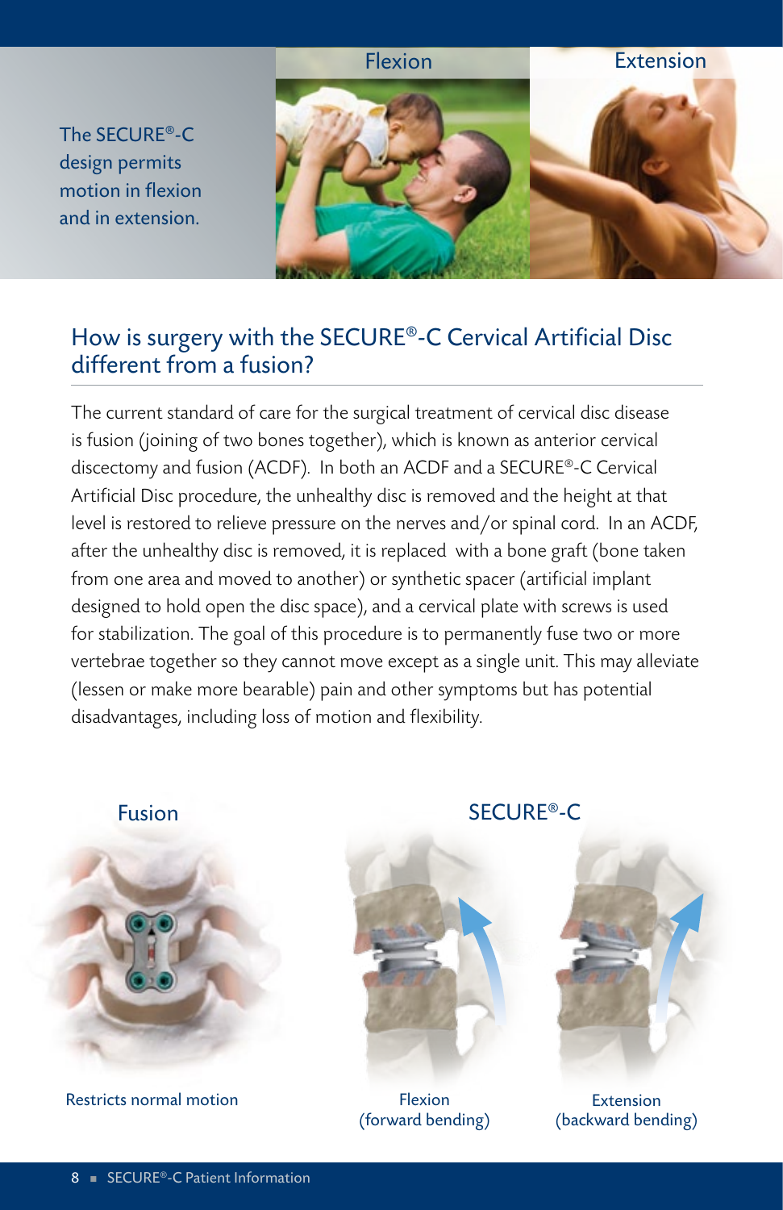The SECURE®-C design permits motion in flexion and in extension.

Flexion

Extension

## How is surgery with the SECURE®-C Cervical Artificial Disc different from a fusion?

The current standard of care for the surgical treatment of cervical disc disease is fusion (joining of two bones together), which is known as anterior cervical discectomy and fusion (ACDF). In both an ACDF and a SECURE®-C Cervical Artificial Disc procedure, the unhealthy disc is removed and the height at that level is restored to relieve pressure on the nerves and/or spinal cord. In an ACDF, after the unhealthy disc is removed, it is replaced with a bone graft (bone taken from one area and moved to another) or synthetic spacer (artificial implant designed to hold open the disc space), and a cervical plate with screws is used for stabilization. The goal of this procedure is to permanently fuse two or more vertebrae together so they cannot move except as a single unit. This may alleviate (lessen or make more bearable) pain and other symptoms but has potential disadvantages, including loss of motion and flexibility.

Fusion

Restricts normal motion

SECURE®-C

Flexion (forward bending)

Extension (backward bending)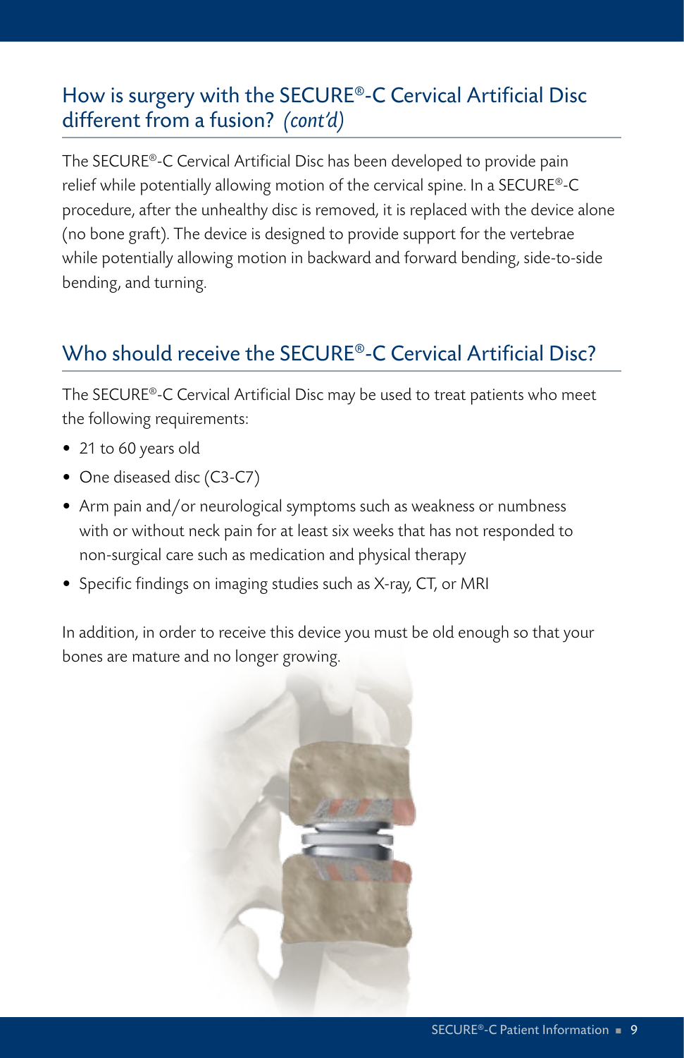## How is surgery with the SECURE®-C Cervical Artificial Disc different from a fusion? *(cont'd)*

The SECURE®-C Cervical Artificial Disc has been developed to provide pain relief while potentially allowing motion of the cervical spine. In a SECURE®-C procedure, after the unhealthy disc is removed, it is replaced with the device alone (no bone graft). The device is designed to provide support for the vertebrae while potentially allowing motion in backward and forward bending, side-to-side bending, and turning.

## Who should receive the SECURE®-C Cervical Artificial Disc?

The SECURE®-C Cervical Artificial Disc may be used to treat patients who meet the following requirements:

- 21 to 60 years old
- One diseased disc (C3-C7)
- Arm pain and/or neurological symptoms such as weakness or numbness with or without neck pain for at least six weeks that has not responded to non-surgical care such as medication and physical therapy
- Specific findings on imaging studies such as X-ray, CT, or MRI

In addition, in order to receive this device you must be old enough so that your bones are mature and no longer growing.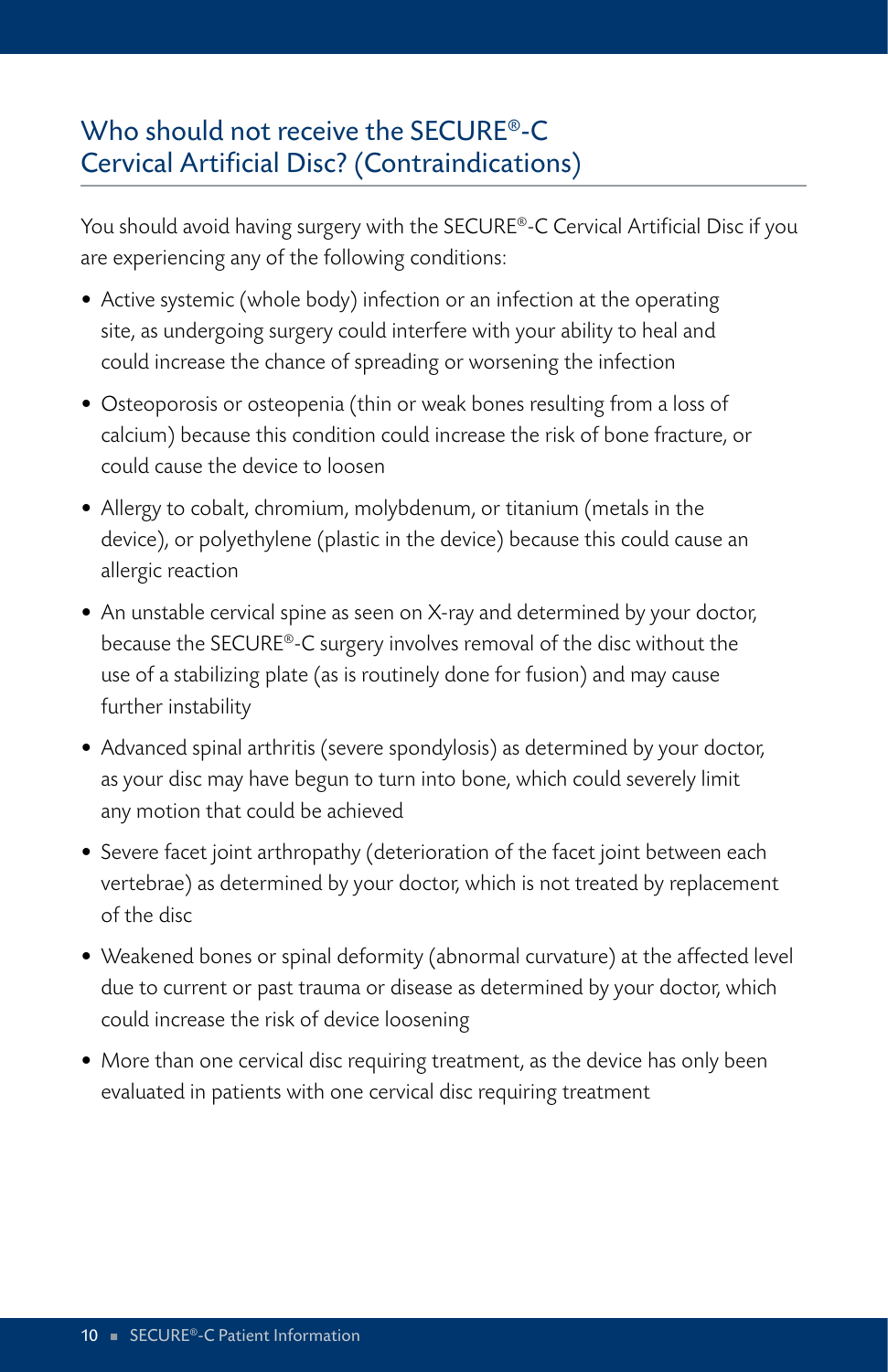## Who should not receive the SECURE®-C Cervical Artificial Disc? (Contraindications)

You should avoid having surgery with the SECURE®-C Cervical Artificial Disc if you are experiencing any of the following conditions:

- Active systemic (whole body) infection or an infection at the operating site, as undergoing surgery could interfere with your ability to heal and could increase the chance of spreading or worsening the infection
- Osteoporosis or osteopenia (thin or weak bones resulting from a loss of calcium) because this condition could increase the risk of bone fracture, or could cause the device to loosen
- Allergy to cobalt, chromium, molybdenum, or titanium (metals in the device), or polyethylene (plastic in the device) because this could cause an allergic reaction
- An unstable cervical spine as seen on X-ray and determined by your doctor, because the SECURE®-C surgery involves removal of the disc without the use of a stabilizing plate (as is routinely done for fusion) and may cause further instability
- Advanced spinal arthritis (severe spondylosis) as determined by your doctor, as your disc may have begun to turn into bone, which could severely limit any motion that could be achieved
- Severe facet joint arthropathy (deterioration of the facet joint between each vertebrae) as determined by your doctor, which is not treated by replacement of the disc
- Weakened bones or spinal deformity (abnormal curvature) at the affected level due to current or past trauma or disease as determined by your doctor, which could increase the risk of device loosening
- More than one cervical disc requiring treatment, as the device has only been evaluated in patients with one cervical disc requiring treatment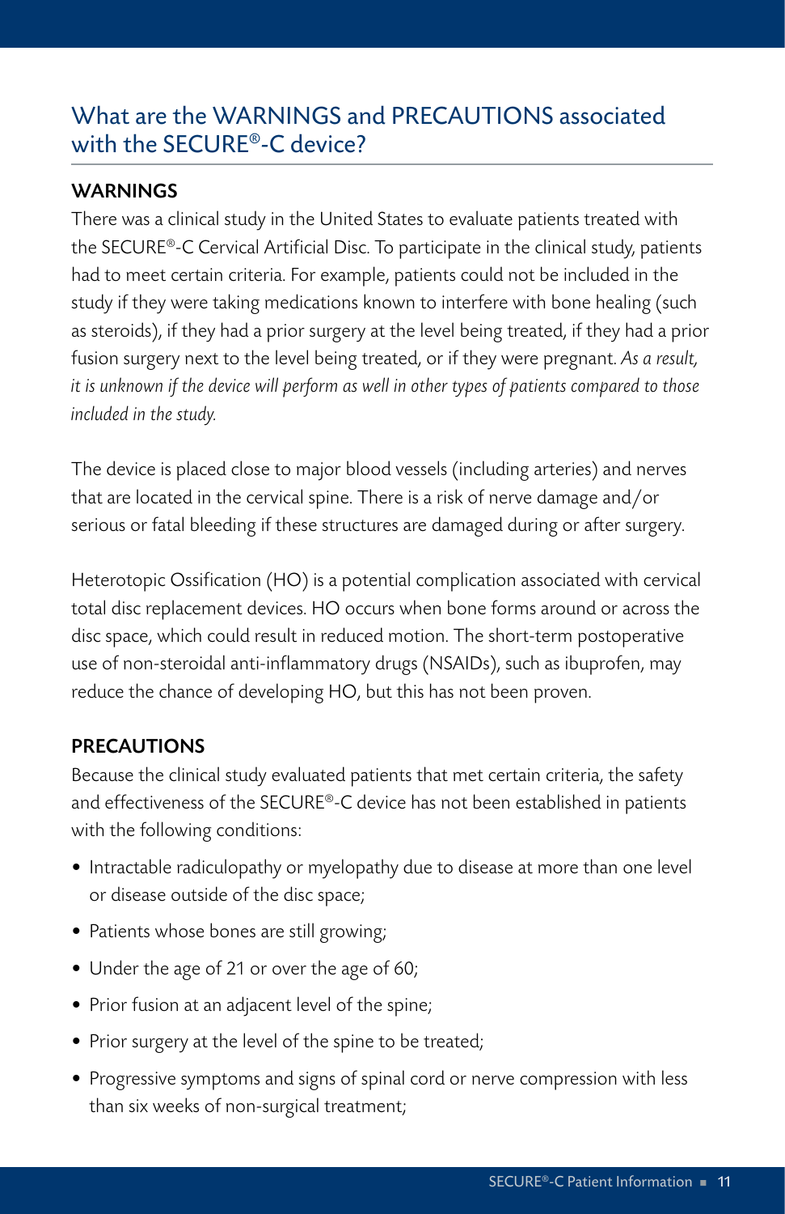## What are the WARNINGS and PRECAUTIONS associated with the SECURE®-C device?

### WARNINGS

There was a clinical study in the United States to evaluate patients treated with the SECURE®-C Cervical Artificial Disc. To participate in the clinical study, patients had to meet certain criteria. For example, patients could not be included in the study if they were taking medications known to interfere with bone healing (such as steroids), if they had a prior surgery at the level being treated, if they had a prior fusion surgery next to the level being treated, or if they were pregnant. *As a result, it is unknown if the device will perform as well in other types of patients compared to those included in the study.*

The device is placed close to major blood vessels (including arteries) and nerves that are located in the cervical spine. There is a risk of nerve damage and/or serious or fatal bleeding if these structures are damaged during or after surgery.

Heterotopic Ossification (HO) is a potential complication associated with cervical total disc replacement devices. HO occurs when bone forms around or across the disc space, which could result in reduced motion. The short-term postoperative use of non-steroidal anti-inflammatory drugs (NSAIDs), such as ibuprofen, may reduce the chance of developing HO, but this has not been proven.

### PRECAUTIONS

Because the clinical study evaluated patients that met certain criteria, the safety and effectiveness of the SECURE®-C device has not been established in patients with the following conditions:

- Intractable radiculopathy or myelopathy due to disease at more than one level or disease outside of the disc space;
- Patients whose bones are still growing;
- Under the age of 21 or over the age of 60;
- Prior fusion at an adjacent level of the spine;
- Prior surgery at the level of the spine to be treated;
- Progressive symptoms and signs of spinal cord or nerve compression with less than six weeks of non-surgical treatment;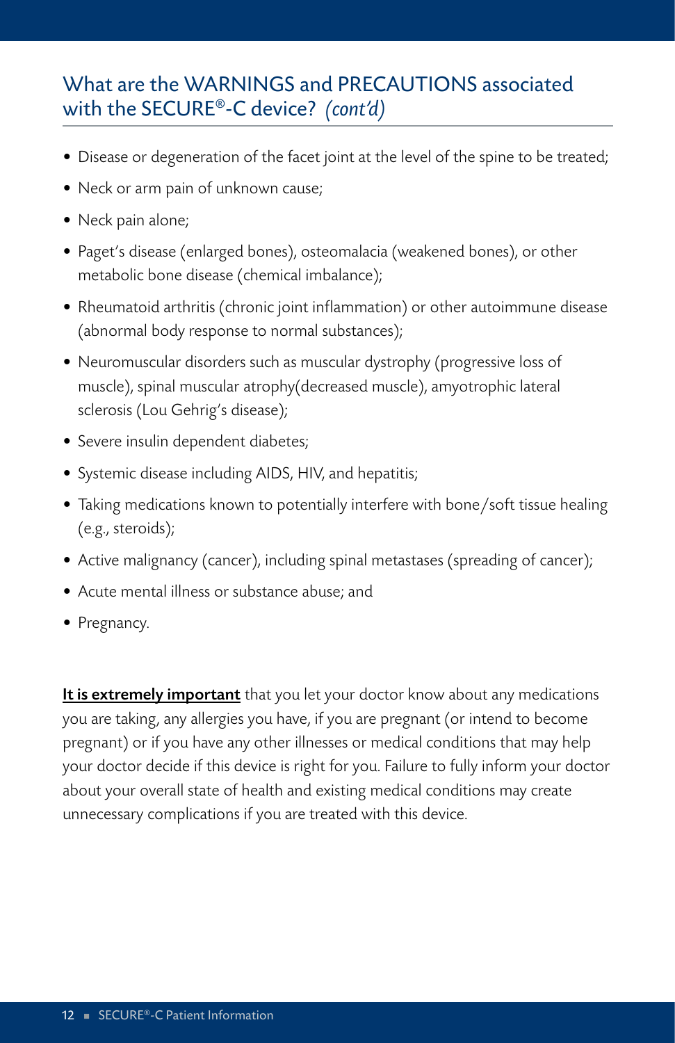## What are the WARNINGS and PRECAUTIONS associated with the SECURE®-C device? *(cont'd)*

- Disease or degeneration of the facet joint at the level of the spine to be treated;
- Neck or arm pain of unknown cause;
- Neck pain alone;
- Paget's disease (enlarged bones), osteomalacia (weakened bones), or other metabolic bone disease (chemical imbalance);
- Rheumatoid arthritis (chronic joint inflammation) or other autoimmune disease (abnormal body response to normal substances);
- Neuromuscular disorders such as muscular dystrophy (progressive loss of muscle), spinal muscular atrophy(decreased muscle), amyotrophic lateral sclerosis (Lou Gehrig's disease);
- Severe insulin dependent diabetes;
- Systemic disease including AIDS, HIV, and hepatitis;
- Taking medications known to potentially interfere with bone/soft tissue healing (e.g., steroids);
- Active malignancy (cancer), including spinal metastases (spreading of cancer);
- Acute mental illness or substance abuse; and
- Pregnancy.

**<u>It is extremely important</u>** that you let your doctor know about any medications you are taking, any allergies you have, if you are pregnant (or intend to become pregnant) or if you have any other illnesses or medical conditions that may help your doctor decide if this device is right for you. Failure to fully inform your doctor about your overall state of health and existing medical conditions may create unnecessary complications if you are treated with this device.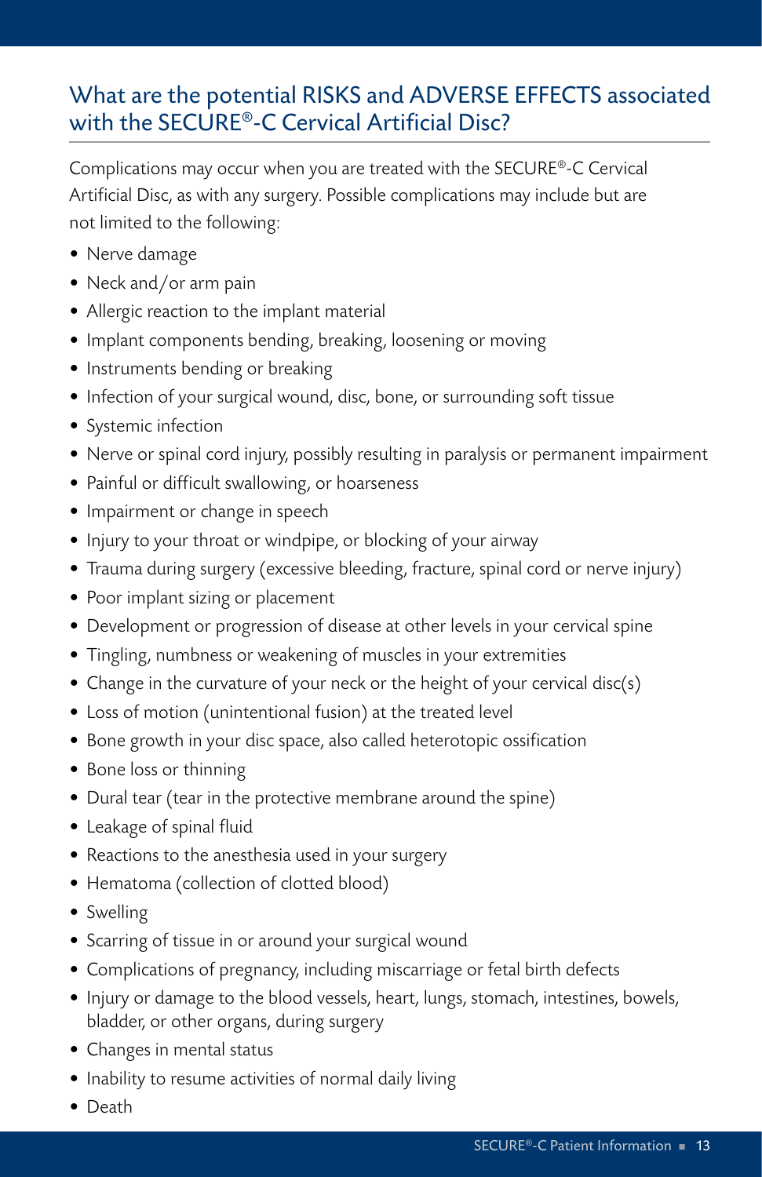## What are the potential RISKS and ADVERSE EFFECTS associated with the SECURE®-C Cervical Artificial Disc?

Complications may occur when you are treated with the SECURE®-C Cervical Artificial Disc, as with any surgery. Possible complications may include but are not limited to the following:

- Nerve damage
- Neck and/or arm pain
- Allergic reaction to the implant material
- Implant components bending, breaking, loosening or moving
- Instruments bending or breaking
- Infection of your surgical wound, disc, bone, or surrounding soft tissue
- Systemic infection
- Nerve or spinal cord injury, possibly resulting in paralysis or permanent impairment
- Painful or difficult swallowing, or hoarseness
- Impairment or change in speech
- Injury to your throat or windpipe, or blocking of your airway
- Trauma during surgery (excessive bleeding, fracture, spinal cord or nerve injury)
- Poor implant sizing or placement
- Development or progression of disease at other levels in your cervical spine
- Tingling, numbness or weakening of muscles in your extremities
- Change in the curvature of your neck or the height of your cervical disc(s)
- Loss of motion (unintentional fusion) at the treated level
- Bone growth in your disc space, also called heterotopic ossification
- Bone loss or thinning
- Dural tear (tear in the protective membrane around the spine)
- Leakage of spinal fluid
- Reactions to the anesthesia used in your surgery
- Hematoma (collection of clotted blood)
- Swelling
- Scarring of tissue in or around your surgical wound
- Complications of pregnancy, including miscarriage or fetal birth defects
- Injury or damage to the blood vessels, heart, lungs, stomach, intestines, bowels, bladder, or other organs, during surgery
- Changes in mental status
- Inability to resume activities of normal daily living
- Death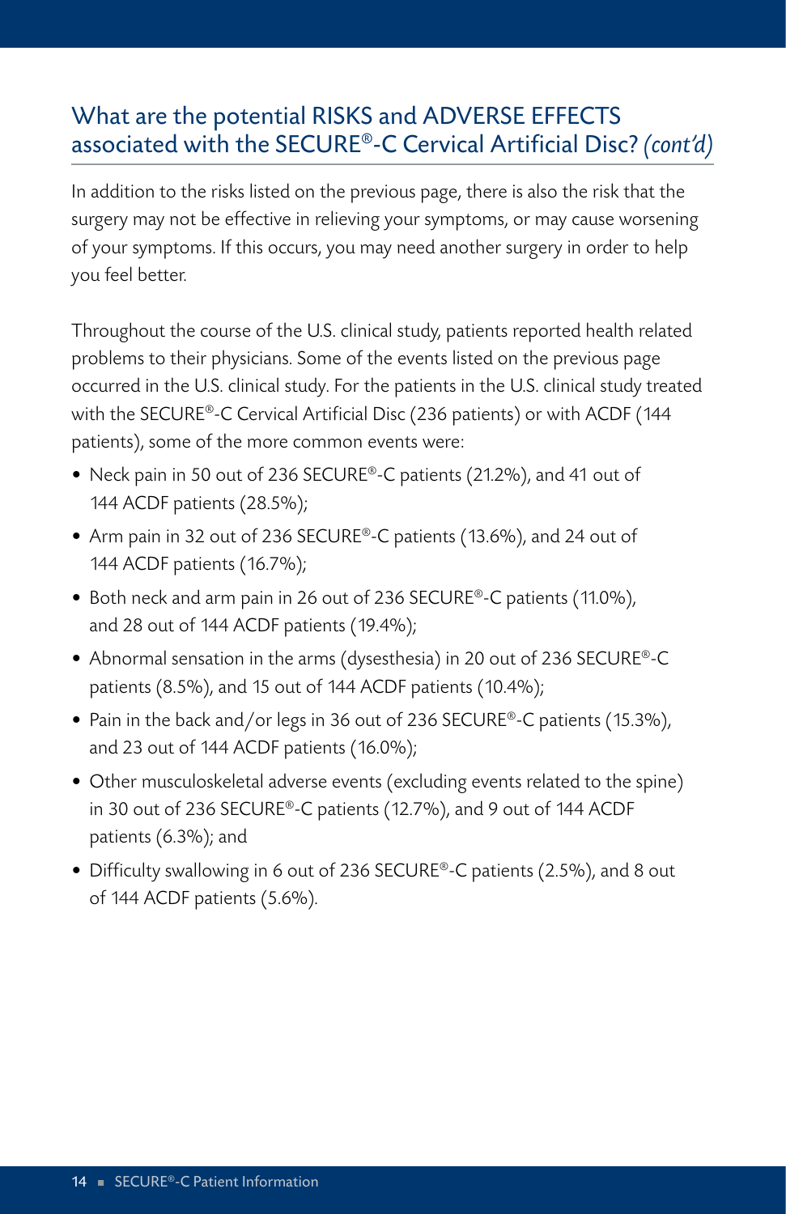## What are the potential RISKS and ADVERSE EFFECTS associated with the SECURE®-C Cervical Artificial Disc? *(cont'd)*

In addition to the risks listed on the previous page, there is also the risk that the surgery may not be effective in relieving your symptoms, or may cause worsening of your symptoms. If this occurs, you may need another surgery in order to help you feel better.

Throughout the course of the U.S. clinical study, patients reported health related problems to their physicians. Some of the events listed on the previous page occurred in the U.S. clinical study. For the patients in the U.S. clinical study treated with the SECURE®-C Cervical Artificial Disc (236 patients) or with ACDF (144 patients), some of the more common events were:

- Neck pain in 50 out of 236 SECURE®-C patients (21.2%), and 41 out of 144 ACDF patients (28.5%);
- Arm pain in 32 out of 236 SECURE®-C patients (13.6%), and 24 out of 144 ACDF patients (16.7%);
- Both neck and arm pain in 26 out of 236 SECURE®-C patients (11.0%), and 28 out of 144 ACDF patients (19.4%);
- Abnormal sensation in the arms (dysesthesia) in 20 out of 236 SECURE®-C patients (8.5%), and 15 out of 144 ACDF patients (10.4%);
- Pain in the back and/or legs in 36 out of 236 SECURE®-C patients (15.3%), and 23 out of 144 ACDF patients (16.0%);
- Other musculoskeletal adverse events (excluding events related to the spine) in 30 out of 236 SECURE®-C patients (12.7%), and 9 out of 144 ACDF patients (6.3%); and
- Difficulty swallowing in 6 out of 236 SECURE®-C patients (2.5%), and 8 out of 144 ACDF patients (5.6%).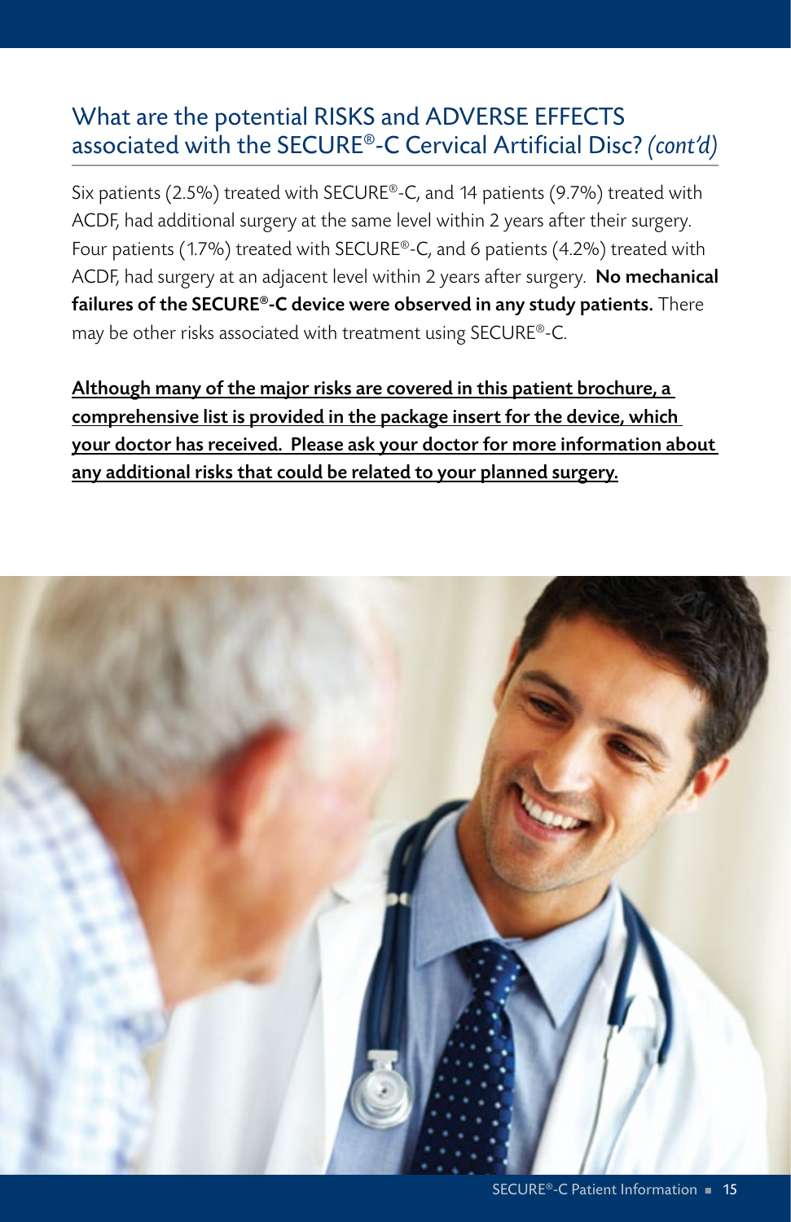## What are the potential RISKS and ADVERSE EFFECTS associated with the SECURE®-C Cervical Artificial Disc? *(cont'd)*

Six patients (2.5%) treated with SECURE®-C, and 14 patients (9.7%) treated with ACDF, had additional surgery at the same level within 2 years after their surgery. Four patients (1.7%) treated with SECURE®-C, and 6 patients (4.2%) treated with ACDF, had surgery at an adjacent level within 2 years after surgery. **No mechanical failures of the SECURE®-C device were observed in any study patients.** There may be other risks associated with treatment using SECURE®-C.

**Although many of the major risks are covered in this patient brochure, a comprehensive list is provided in the package insert for the device, which your doctor has received. Please ask your doctor for more information about any additional risks that could be related to your planned surgery.**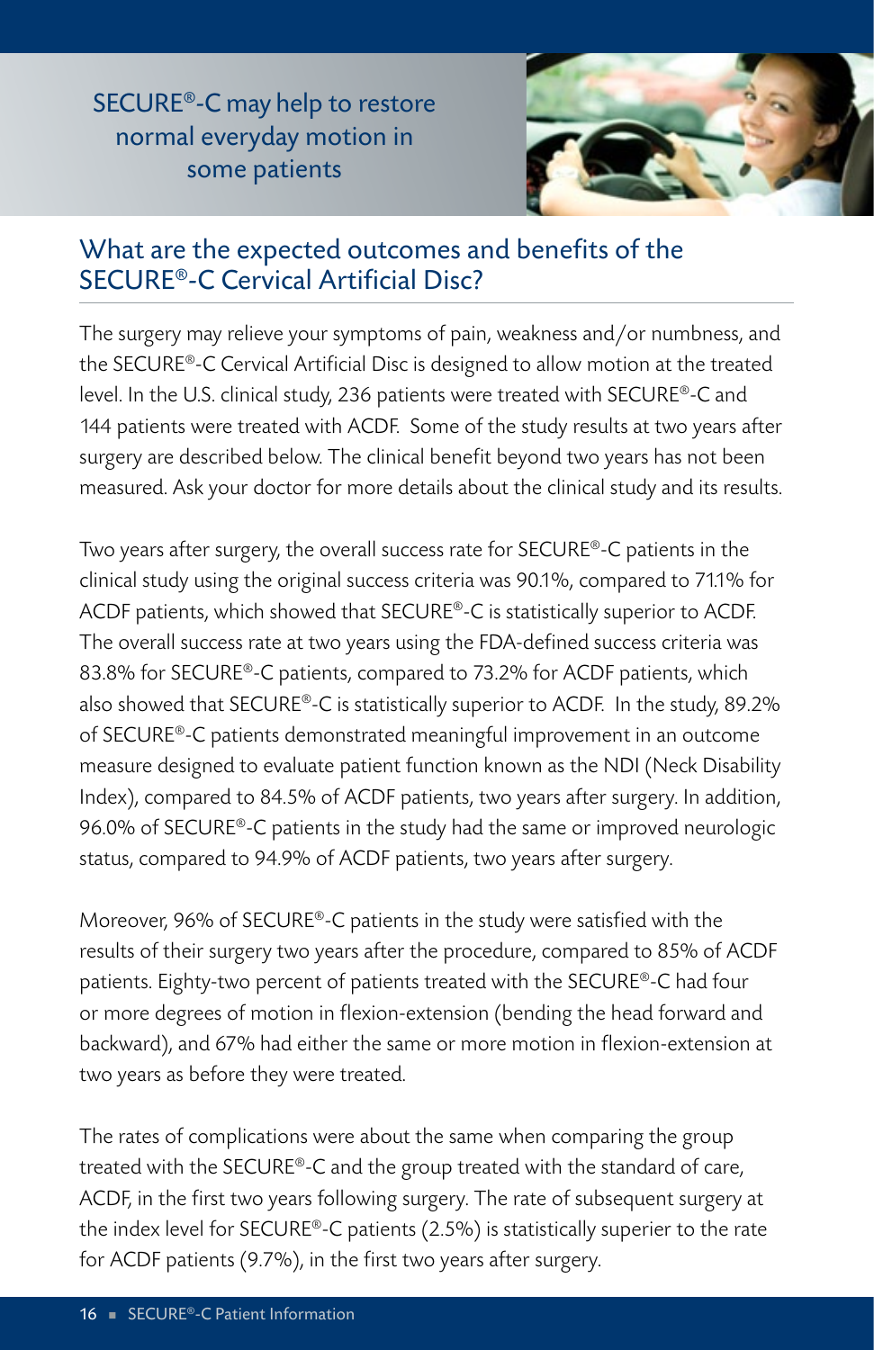SECURE®-C may help to restore normal everyday motion in some patients

## What are the expected outcomes and benefits of the SECURE®-C Cervical Artificial Disc?

The surgery may relieve your symptoms of pain, weakness and/or numbness, and the SECURE®-C Cervical Artificial Disc is designed to allow motion at the treated level. In the U.S. clinical study, 236 patients were treated with SECURE®-C and 144 patients were treated with ACDF. Some of the study results at two years after surgery are described below. The clinical benefit beyond two years has not been measured. Ask your doctor for more details about the clinical study and its results.

Two years after surgery, the overall success rate for SECURE®-C patients in the clinical study using the original success criteria was 90.1%, compared to 71.1% for ACDF patients, which showed that SECURE®-C is statistically superior to ACDF. The overall success rate at two years using the FDA-defined success criteria was 83.8% for SECURE®-C patients, compared to 73.2% for ACDF patients, which also showed that SECURE®-C is statistically superior to ACDF. In the study, 89.2% of SECURE®-C patients demonstrated meaningful improvement in an outcome measure designed to evaluate patient function known as the NDI (Neck Disability Index), compared to 84.5% of ACDF patients, two years after surgery. In addition, 96.0% of SECURE®-C patients in the study had the same or improved neurologic status, compared to 94.9% of ACDF patients, two years after surgery.

Moreover, 96% of SECURE®-C patients in the study were satisfied with the results of their surgery two years after the procedure, compared to 85% of ACDF patients. Eighty-two percent of patients treated with the SECURE®-C had four or more degrees of motion in flexion-extension (bending the head forward and backward), and 67% had either the same or more motion in flexion-extension at two years as before they were treated.

The rates of complications were about the same when comparing the group treated with the SECURE®-C and the group treated with the standard of care, ACDF, in the first two years following surgery. The rate of subsequent surgery at the index level for SECURE®-C patients (2.5%) is statistically superier to the rate for ACDF patients (9.7%), in the first two years after surgery.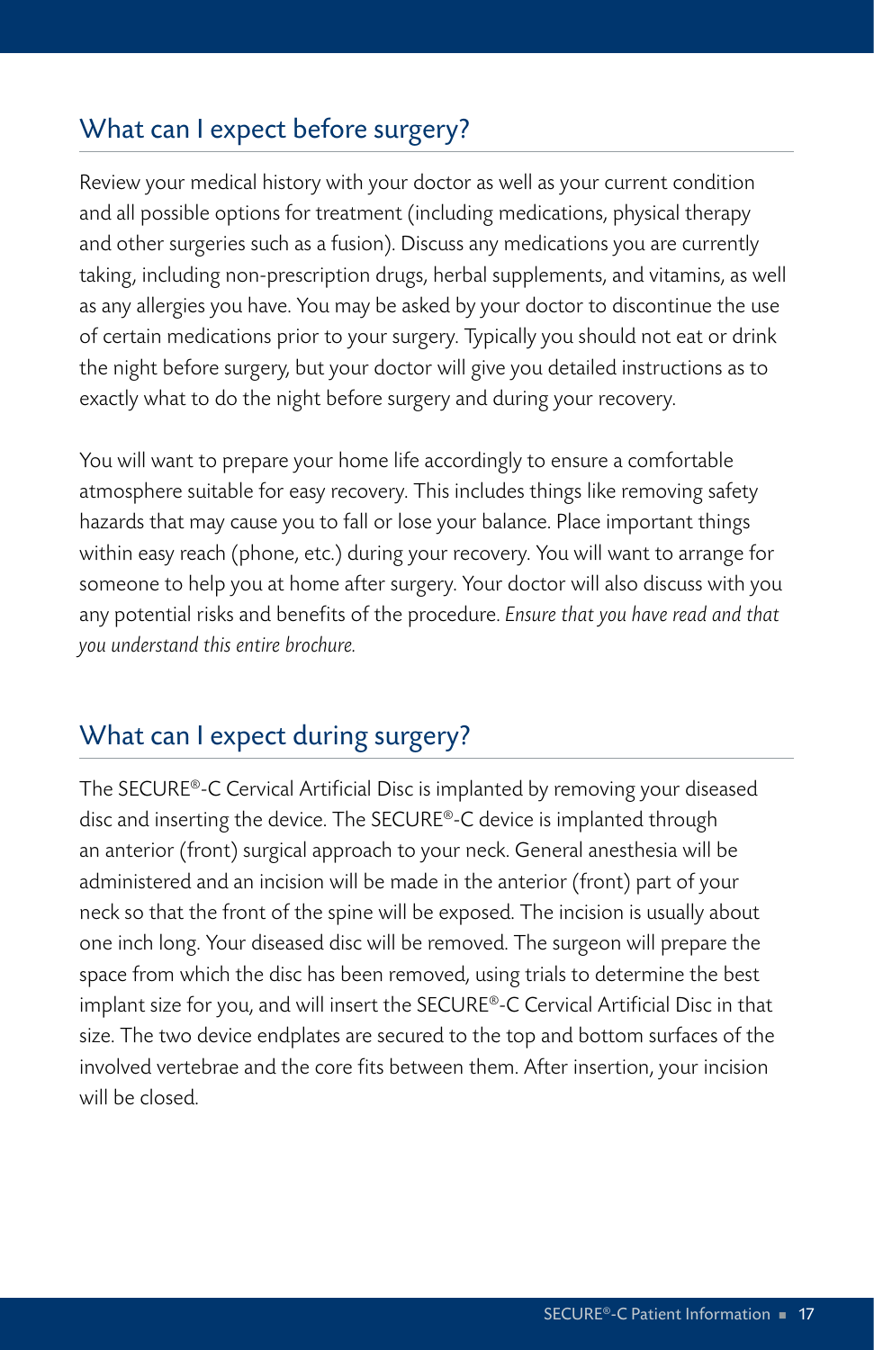## What can I expect before surgery?

Review your medical history with your doctor as well as your current condition and all possible options for treatment (including medications, physical therapy and other surgeries such as a fusion). Discuss any medications you are currently taking, including non-prescription drugs, herbal supplements, and vitamins, as well as any allergies you have. You may be asked by your doctor to discontinue the use of certain medications prior to your surgery. Typically you should not eat or drink the night before surgery, but your doctor will give you detailed instructions as to exactly what to do the night before surgery and during your recovery.

You will want to prepare your home life accordingly to ensure a comfortable atmosphere suitable for easy recovery. This includes things like removing safety hazards that may cause you to fall or lose your balance. Place important things within easy reach (phone, etc.) during your recovery. You will want to arrange for someone to help you at home after surgery. Your doctor will also discuss with you any potential risks and benefits of the procedure. *Ensure that you have read and that you understand this entire brochure.*

## What can I expect during surgery?

The SECURE®-C Cervical Artificial Disc is implanted by removing your diseased disc and inserting the device. The SECURE®-C device is implanted through an anterior (front) surgical approach to your neck. General anesthesia will be administered and an incision will be made in the anterior (front) part of your neck so that the front of the spine will be exposed. The incision is usually about one inch long. Your diseased disc will be removed. The surgeon will prepare the space from which the disc has been removed, using trials to determine the best implant size for you, and will insert the SECURE®-C Cervical Artificial Disc in that size. The two device endplates are secured to the top and bottom surfaces of the involved vertebrae and the core fits between them. After insertion, your incision will be closed.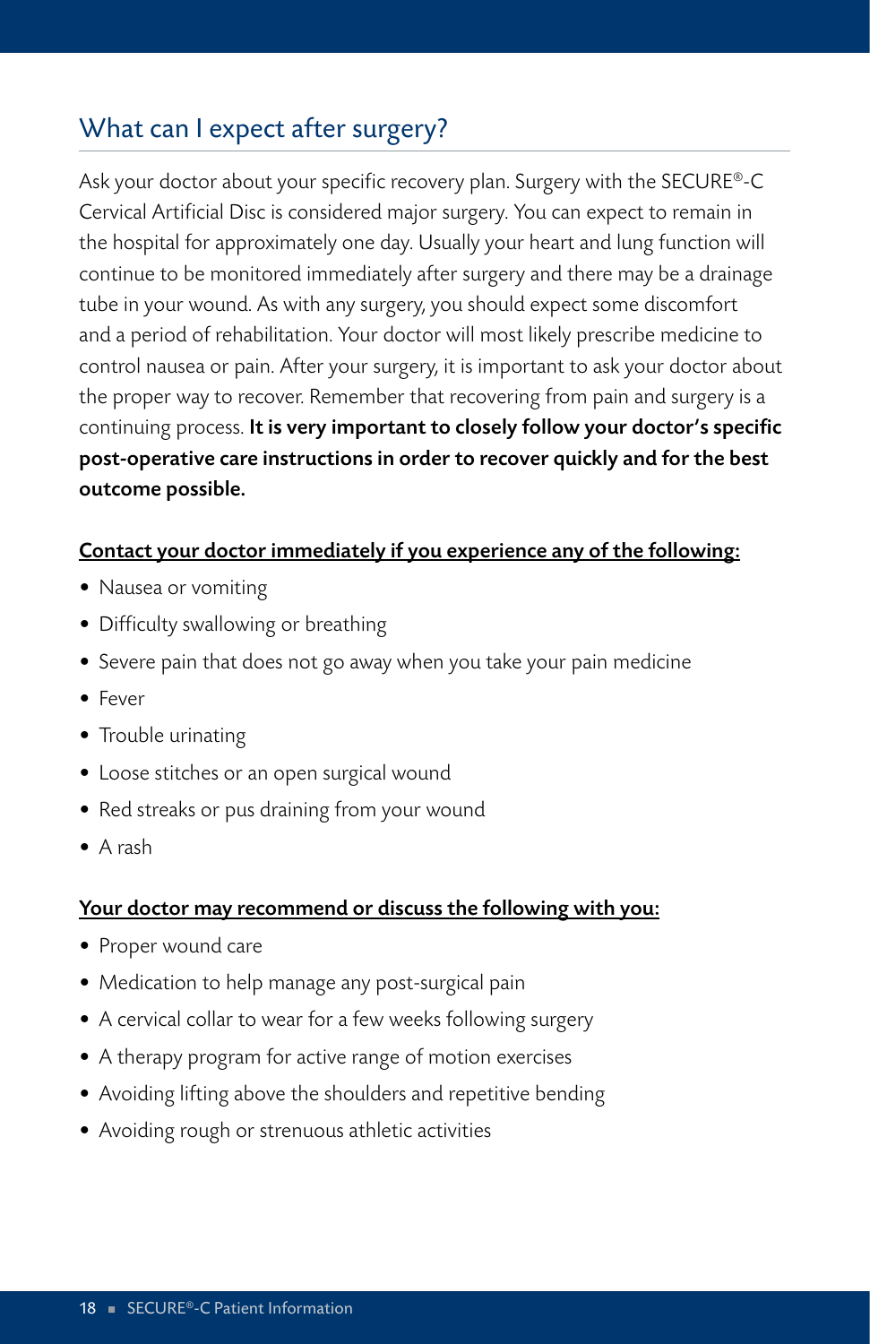## What can I expect after surgery?

Ask your doctor about your specific recovery plan. Surgery with the SECURE®-C Cervical Artificial Disc is considered major surgery. You can expect to remain in the hospital for approximately one day. Usually your heart and lung function will continue to be monitored immediately after surgery and there may be a drainage tube in your wound. As with any surgery, you should expect some discomfort and a period of rehabilitation. Your doctor will most likely prescribe medicine to control nausea or pain. After your surgery, it is important to ask your doctor about the proper way to recover. Remember that recovering from pain and surgery is a continuing process. **It is very important to closely follow your doctor's specific post-operative care instructions in order to recover quickly and for the best outcome possible.**

**Contact your doctor immediately if you experience any of the following:**

- Nausea or vomiting
- Difficulty swallowing or breathing
- Severe pain that does not go away when you take your pain medicine
- Fever
- Trouble urinating
- Loose stitches or an open surgical wound
- Red streaks or pus draining from your wound
- A rash

**Your doctor may recommend or discuss the following with you:**

- Proper wound care
- Medication to help manage any post-surgical pain
- A cervical collar to wear for a few weeks following surgery
- A therapy program for active range of motion exercises
- Avoiding lifting above the shoulders and repetitive bending
- Avoiding rough or strenuous athletic activities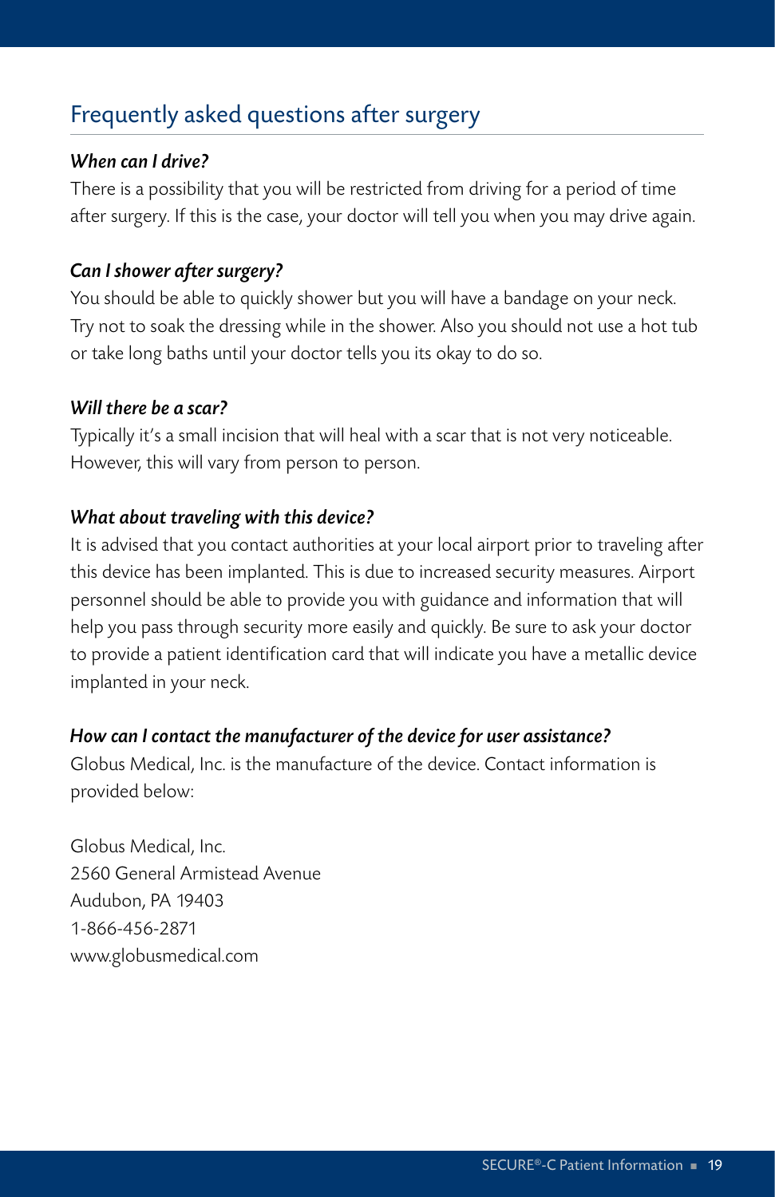## Frequently asked questions after surgery

***When can I drive?***

There is a possibility that you will be restricted from driving for a period of time after surgery. If this is the case, your doctor will tell you when you may drive again.

***Can I shower after surgery?***

You should be able to quickly shower but you will have a bandage on your neck. Try not to soak the dressing while in the shower. Also you should not use a hot tub or take long baths until your doctor tells you its okay to do so.

***Will there be a scar?***

Typically it's a small incision that will heal with a scar that is not very noticeable. However, this will vary from person to person.

***What about traveling with this device?***

It is advised that you contact authorities at your local airport prior to traveling after this device has been implanted. This is due to increased security measures. Airport personnel should be able to provide you with guidance and information that will help you pass through security more easily and quickly. Be sure to ask your doctor to provide a patient identification card that will indicate you have a metallic device implanted in your neck.

***How can I contact the manufacturer of the device for user assistance?***

Globus Medical, Inc. is the manufacture of the device. Contact information is provided below:

Globus Medical, Inc.
2560 General Armistead Avenue
Audubon, PA 19403
1-866-456-2871
www.globusmedical.com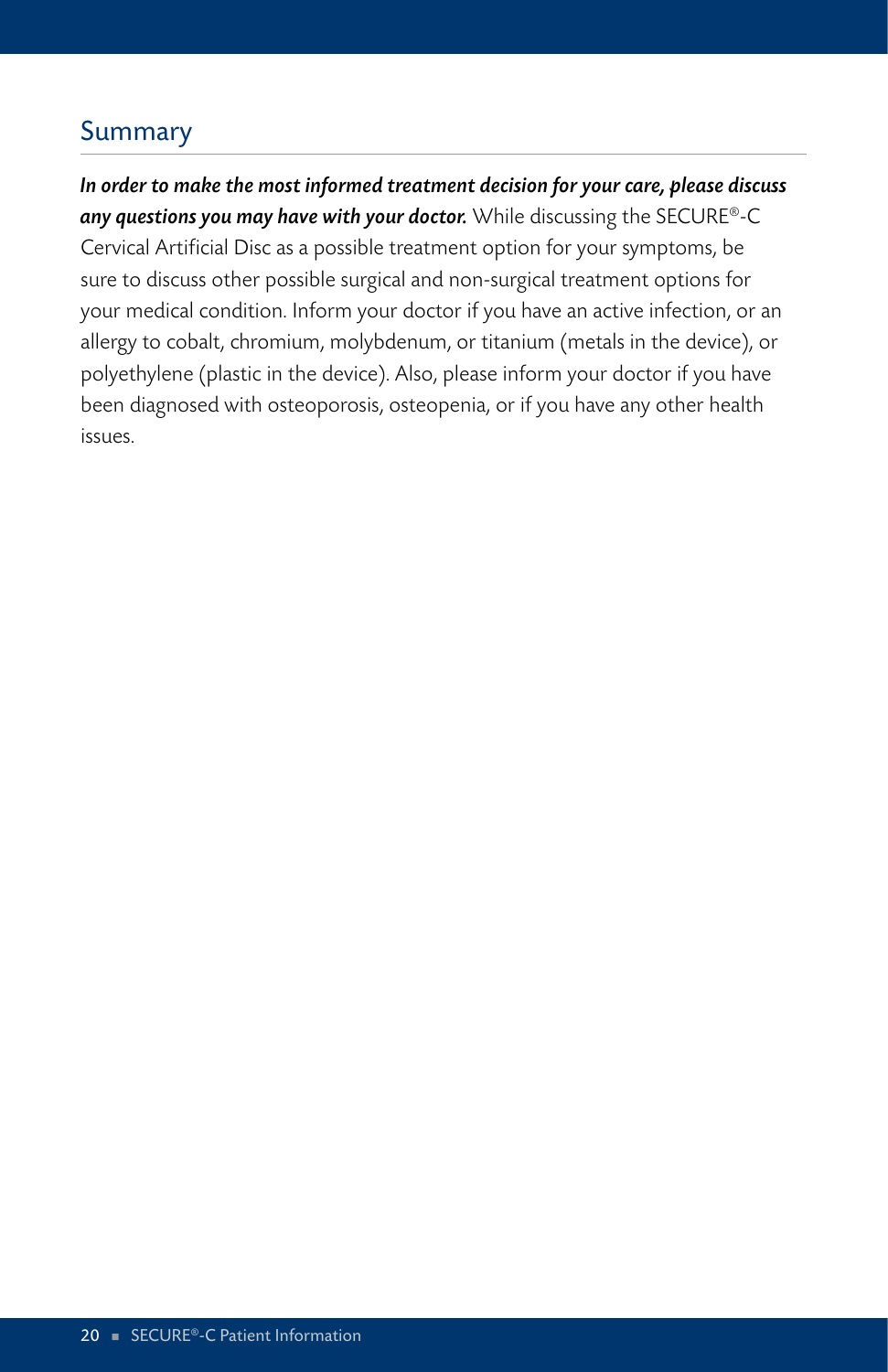## Summary

***In order to make the most informed treatment decision for your care, please discuss any questions you may have with your doctor.*** While discussing the SECURE®-C Cervical Artificial Disc as a possible treatment option for your symptoms, be sure to discuss other possible surgical and non-surgical treatment options for your medical condition. Inform your doctor if you have an active infection, or an allergy to cobalt, chromium, molybdenum, or titanium (metals in the device), or polyethylene (plastic in the device). Also, please inform your doctor if you have been diagnosed with osteoporosis, osteopenia, or if you have any other health issues.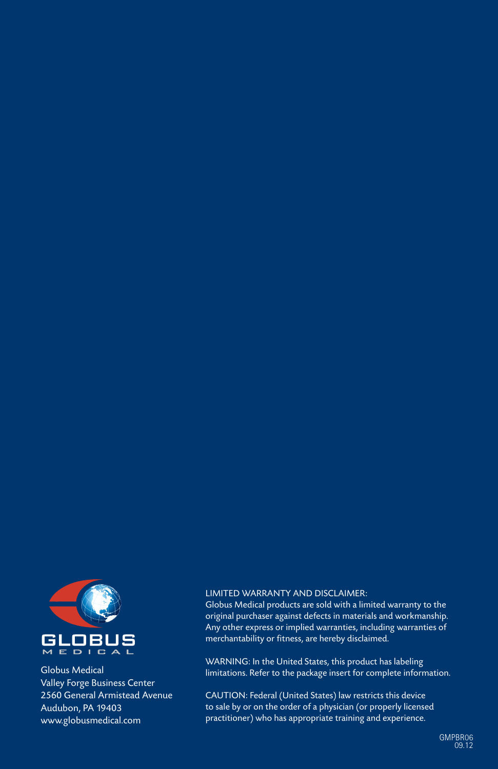GLOBUS
MEDICAL

Globus Medical
Valley Forge Business Center
2560 General Armistead Avenue
Audubon, PA 19403
www.globusmedical.com

LIMITED WARRANTY AND DISCLAIMER:
Globus Medical products are sold with a limited warranty to the original purchaser against defects in materials and workmanship. Any other express or implied warranties, including warranties of merchantability or fitness, are hereby disclaimed.

WARNING: In the United States, this product has labeling limitations. Refer to the package insert for complete information.

CAUTION: Federal (United States) law restricts this device to sale by or on the order of a physician (or properly licensed practitioner) who has appropriate training and experience.

GMPBR06
09.12